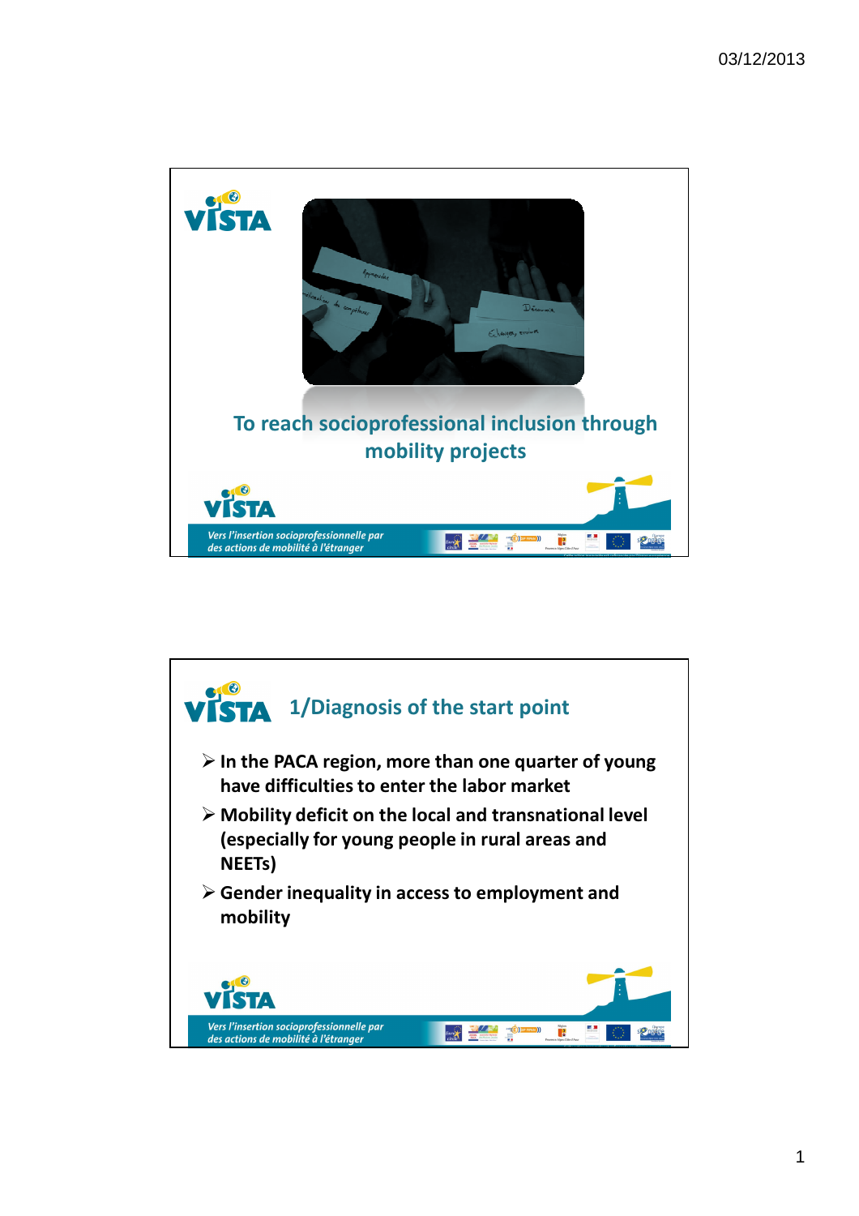# To reach socioprofessional inclusion through mobility projects

*Vers l'insertion socioprofessionnelle par des actions de mobilité à l'étranger*

## 1/Diagnosis of the start point

- **In the PACA region, more than one quarter of young have difficulties to enter the labor market**
- **Mobility deficit on the local and transnational level (especially for young people in rural areas and NEETs)**
- **Gender inequality in access to employment and mobility**

*Vers l'insertion socioprofessionnelle par des actions de mobilité à l'étranger*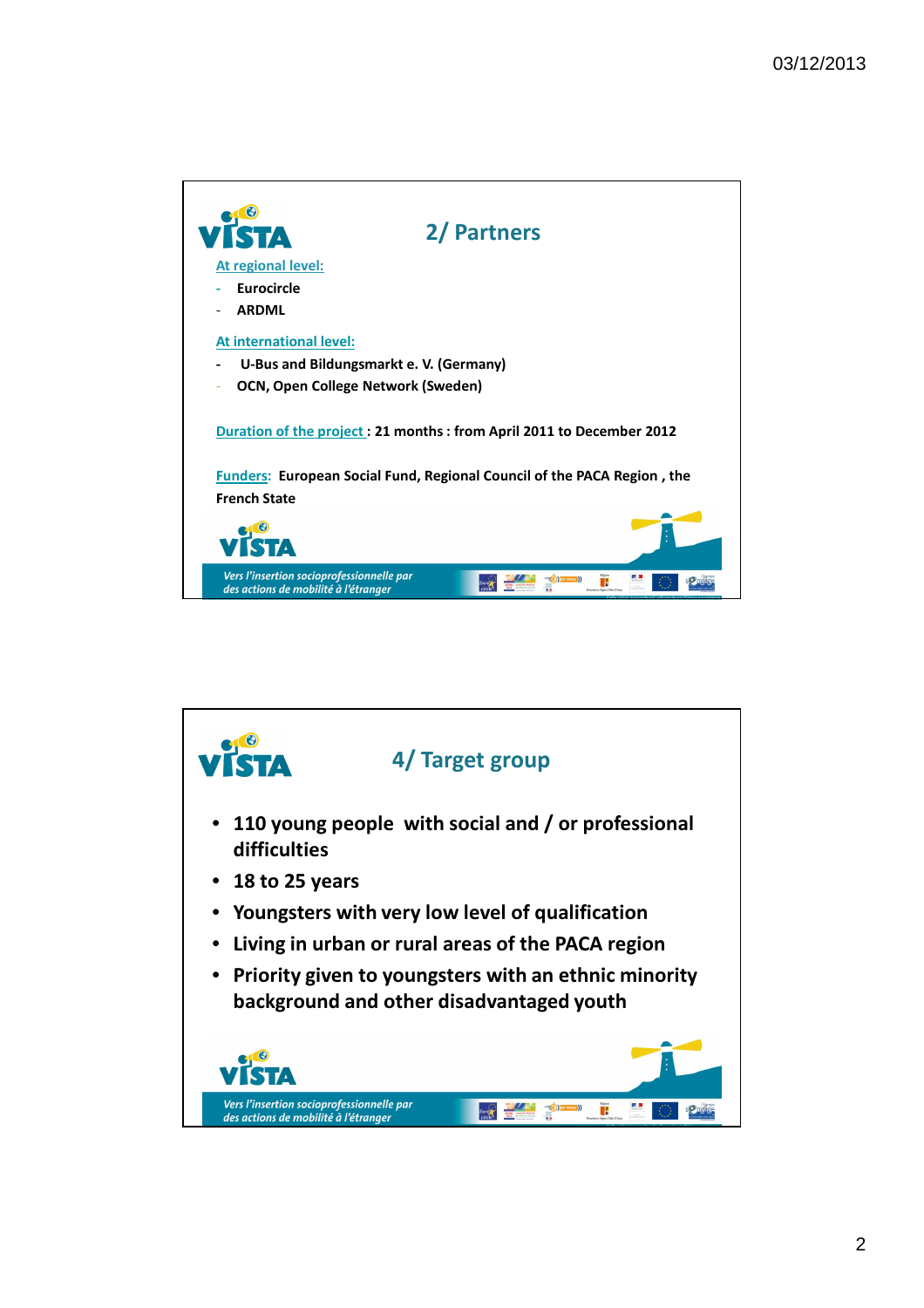## 2/ Partners

At regional level:

- Eurocircle
- ARDML

At international level:

- U-Bus and Bildungsmarkt e. V. (Germany)
- OCN, Open College Network (Sweden)

Duration of the project : **21 months : from April 2011 to December 2012**

Funders: **European Social Fund, Regional Council of the PACA Region , the French State**

*Vers l'insertion socioprofessionnelle par des actions de mobilité à l'étranger*

## 4/ Target group

- **110 young people with social and / or professional difficulties**
- **18 to 25 years**
- **Youngsters with very low level of qualification**
- **Living in urban or rural areas of the PACA region**
- **Priority given to youngsters with an ethnic minority background and other disadvantaged youth**

*Vers l'insertion socioprofessionnelle par des actions de mobilité à l'étranger*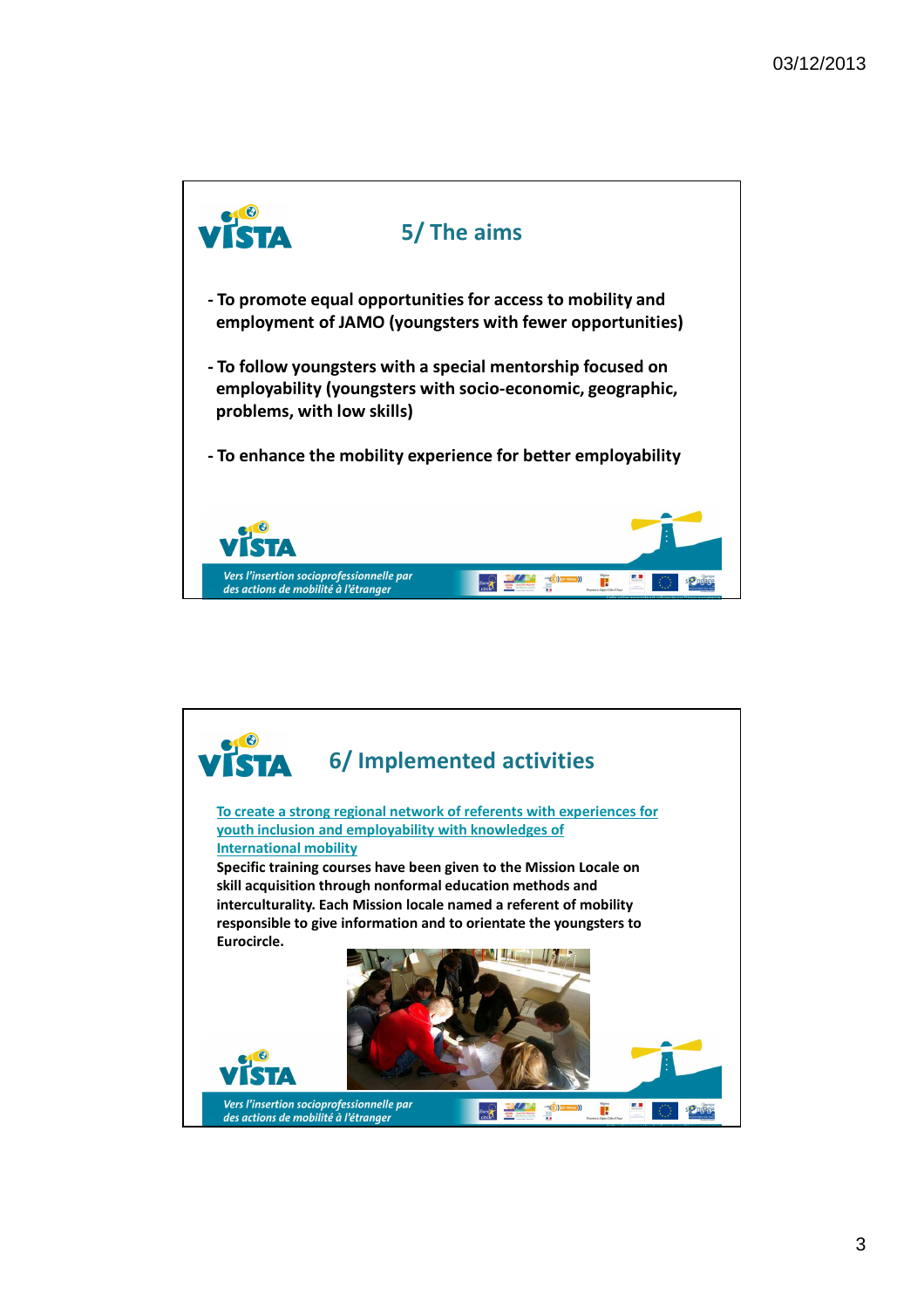## 5/ The aims

- To promote equal opportunities for access to mobility and employment of JAMO (youngsters with fewer opportunities)
- To follow youngsters with a special mentorship focused on employability (youngsters with socio-economic, geographic, problems, with low skills)
- To enhance the mobility experience for better employability

*Vers l'insertion socioprofessionnelle par des actions de mobilité à l'étranger*

## 6/ Implemented activities

To create a strong regional network of referents with experiences for youth inclusion and employability with knowledges of International mobility

**Specific training courses have been given to the Mission Locale on skill acquisition through nonformal education methods and interculturality. Each Mission locale named a referent of mobility responsible to give information and to orientate the youngsters to Eurocircle.**

*Vers l'insertion socioprofessionnelle par des actions de mobilité à l'étranger*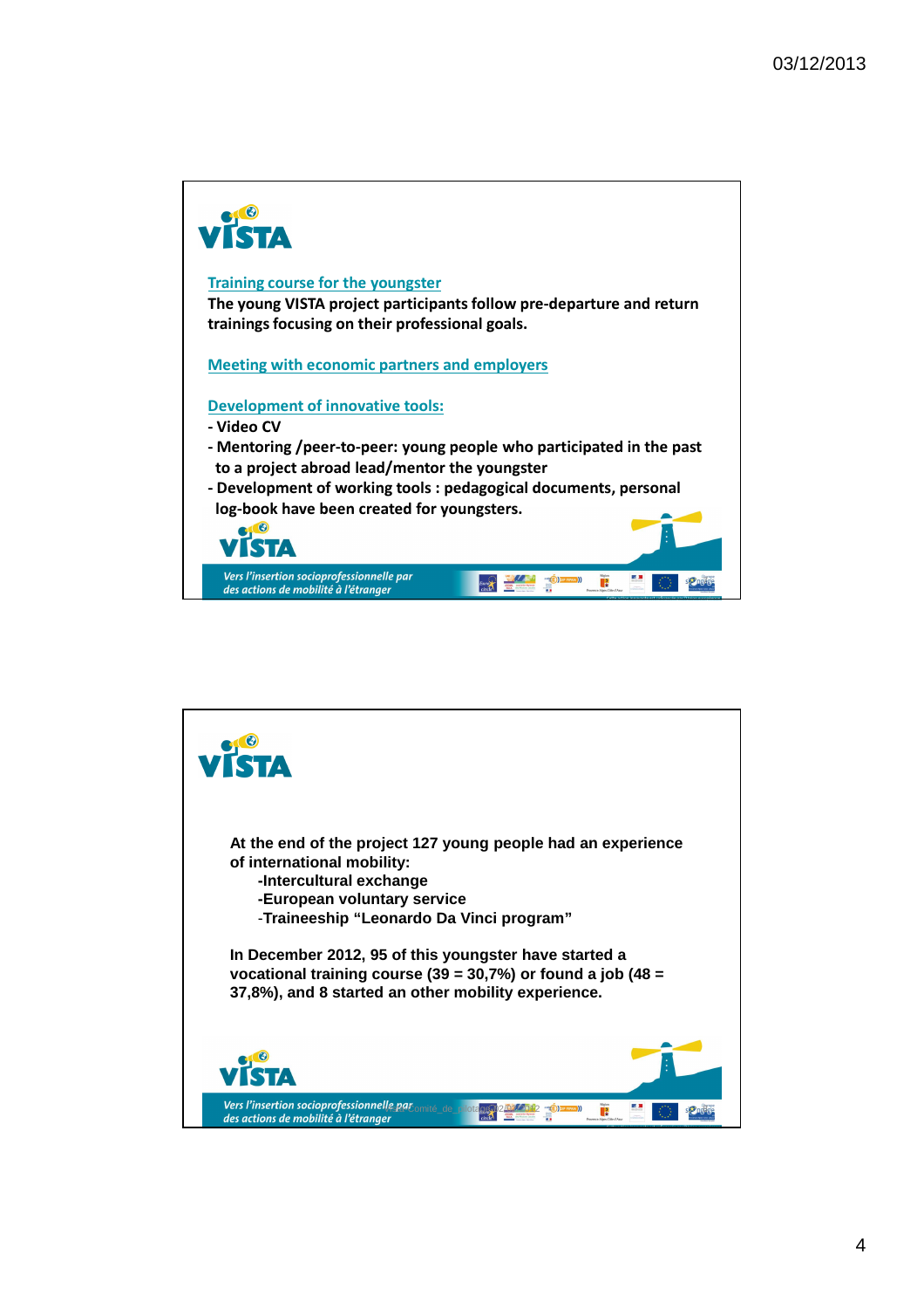## Training course for the youngster

**The young VISTA project participants follow pre-departure and return trainings focusing on their professional goals.**

## Meeting with economic partners and employers

## Development of innovative tools:

- **Video CV**
- **Mentoring /peer-to-peer: young people who participated in the past to a project abroad lead/mentor the youngster**
- **Development of working tools : pedagogical documents, personal log-book have been created for youngsters.**

*Vers l'insertion socioprofessionnelle par des actions de mobilité à l'étranger*

---

**At the end of the project 127 young people had an experience of international mobility:**

- **Intercultural exchange**
- **European voluntary service**
- **Traineeship "Leonardo Da Vinci program"**

**In December 2012, 95 of this youngster have started a vocational training course (39 = 30,7%) or found a job (48 = 37,8%), and 8 started an other mobility experience.**

*Vers l'insertion socioprofessionnelle par des actions de mobilité à l'étranger*